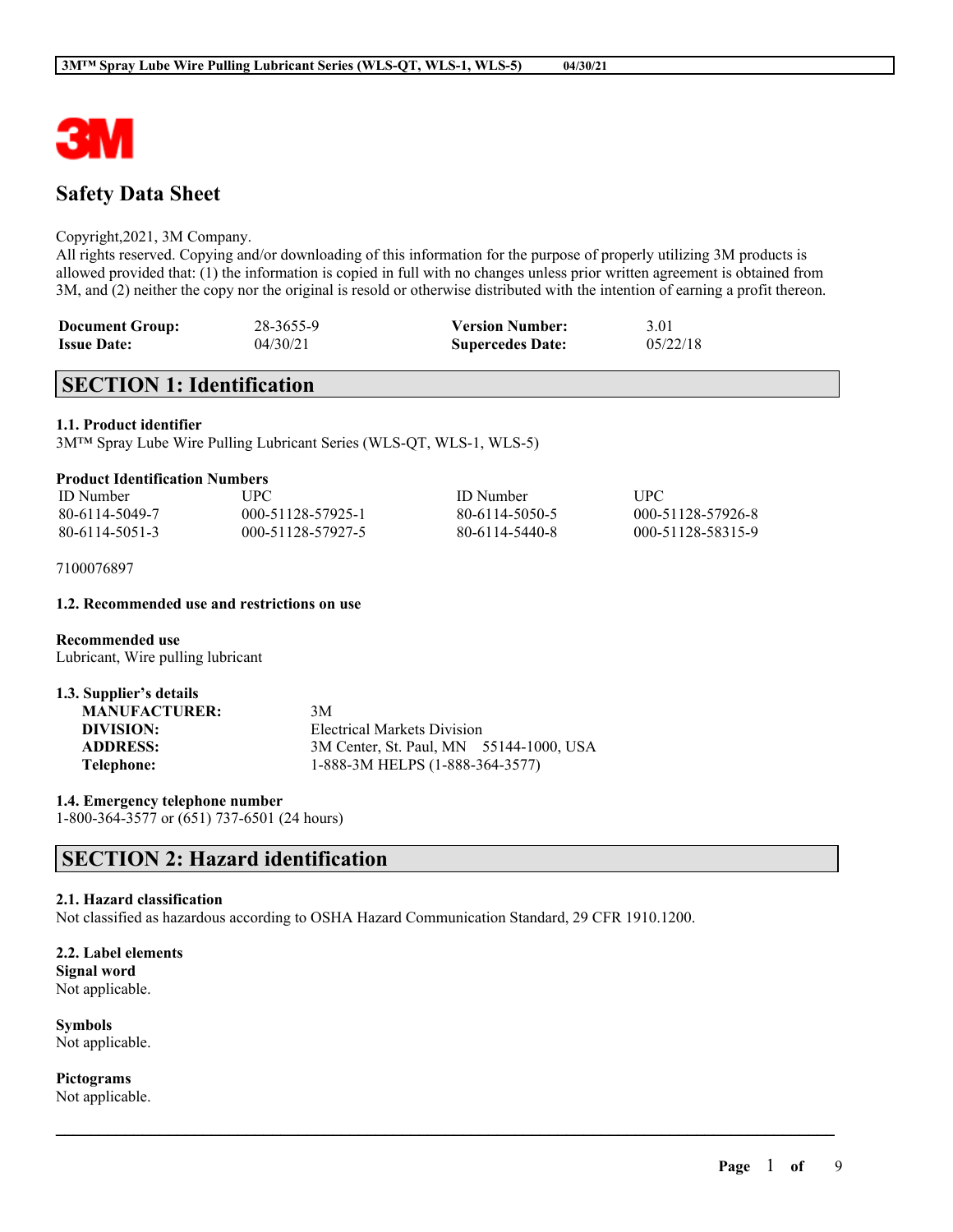# Safety Data Sheet

Copyright,2021, 3M Company.
All rights reserved. Copying and/or downloading of this information for the purpose of properly utilizing 3M products is allowed provided that: (1) the information is copied in full with no changes unless prior written agreement is obtained from 3M, and (2) neither the copy nor the original is resold or otherwise distributed with the intention of earning a profit thereon.

| | | | |
|---|---|---|---|
| **Document Group:** | 28-3655-9 | **Version Number:** | 3.01 |
| **Issue Date:** | 04/30/21 | **Supercedes Date:** | 05/22/18 |

## SECTION 1: Identification

**1.1. Product identifier**
3M™ Spray Lube Wire Pulling Lubricant Series (WLS-QT, WLS-1, WLS-5)

**Product Identification Numbers**

| ID Number | UPC | ID Number | UPC |
|---|---|---|---|
| 80-6114-5049-7 | 000-51128-57925-1 | 80-6114-5050-5 | 000-51128-57926-8 |
| 80-6114-5051-3 | 000-51128-57927-5 | 80-6114-5440-8 | 000-51128-58315-9 |

7100076897

**1.2. Recommended use and restrictions on use**

**Recommended use**
Lubricant, Wire pulling lubricant

**1.3. Supplier's details**

| | |
|---|---|
| **MANUFACTURER:** | 3M |
| **DIVISION:** | Electrical Markets Division |
| **ADDRESS:** | 3M Center, St. Paul, MN 55144-1000, USA |
| **Telephone:** | 1-888-3M HELPS (1-888-364-3577) |

**1.4. Emergency telephone number**
1-800-364-3577 or (651) 737-6501 (24 hours)

## SECTION 2: Hazard identification

**2.1. Hazard classification**
Not classified as hazardous according to OSHA Hazard Communication Standard, 29 CFR 1910.1200.

**2.2. Label elements**
**Signal word**
Not applicable.

**Symbols**
Not applicable.

**Pictograms**
Not applicable.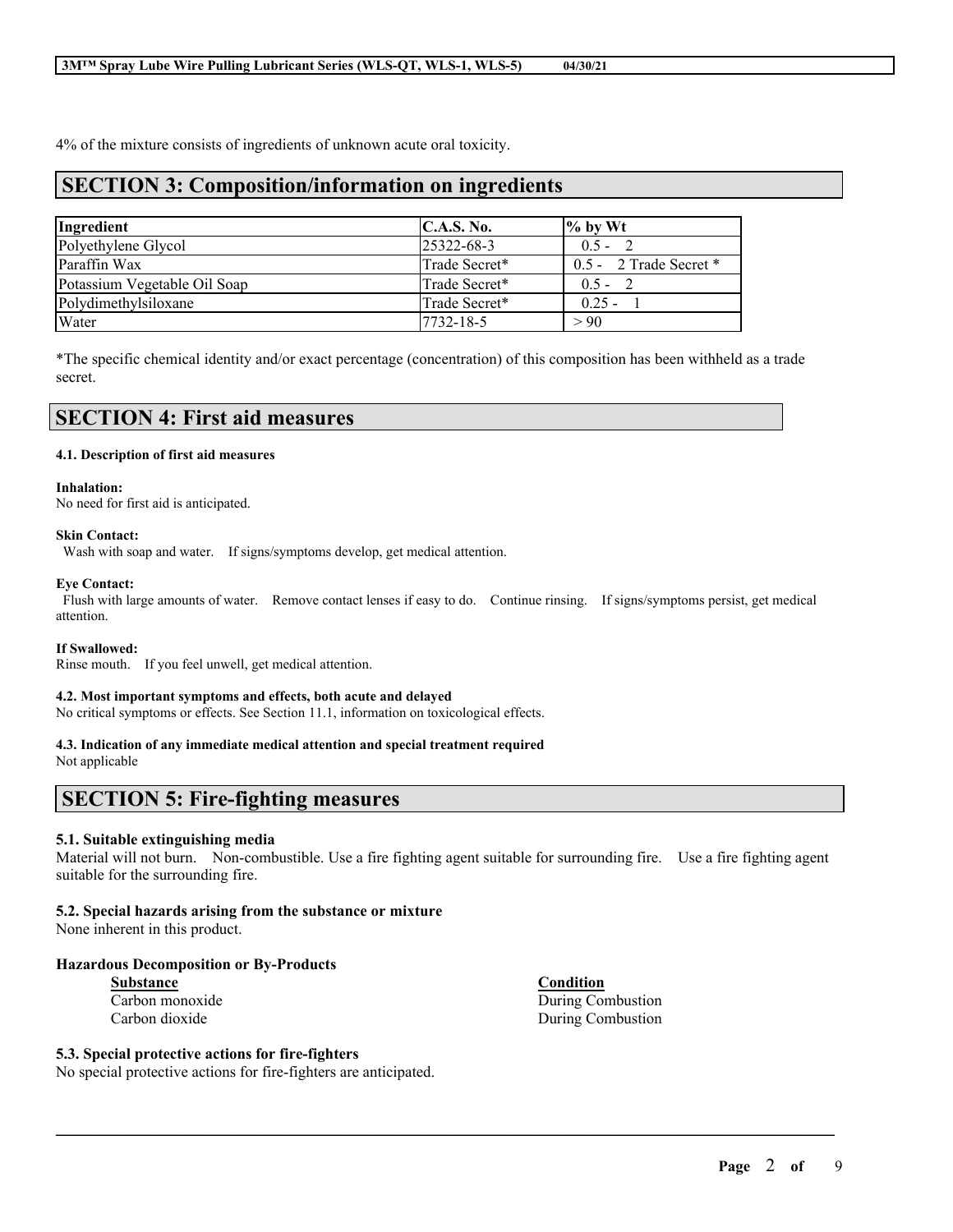4% of the mixture consists of ingredients of unknown acute oral toxicity.

## SECTION 3: Composition/information on ingredients

| Ingredient | C.A.S. No. | % by Wt |
|---|---|---|
| Polyethylene Glycol | 25322-68-3 | 0.5 - 2 |
| Paraffin Wax | Trade Secret* | 0.5 - 2 Trade Secret * |
| Potassium Vegetable Oil Soap | Trade Secret* | 0.5 - 2 |
| Polydimethylsiloxane | Trade Secret* | 0.25 - 1 |
| Water | 7732-18-5 | > 90 |

*The specific chemical identity and/or exact percentage (concentration) of this composition has been withheld as a trade secret.

## SECTION 4: First aid measures

#### 4.1. Description of first aid measures

**Inhalation:**
No need for first aid is anticipated.

**Skin Contact:**
Wash with soap and water. If signs/symptoms develop, get medical attention.

**Eye Contact:**
Flush with large amounts of water. Remove contact lenses if easy to do. Continue rinsing. If signs/symptoms persist, get medical attention.

**If Swallowed:**
Rinse mouth. If you feel unwell, get medical attention.

#### 4.2. Most important symptoms and effects, both acute and delayed
No critical symptoms or effects. See Section 11.1, information on toxicological effects.

#### 4.3. Indication of any immediate medical attention and special treatment required
Not applicable

## SECTION 5: Fire-fighting measures

#### 5.1. Suitable extinguishing media
Material will not burn. Non-combustible. Use a fire fighting agent suitable for surrounding fire. Use a fire fighting agent suitable for the surrounding fire.

#### 5.2. Special hazards arising from the substance or mixture
None inherent in this product.

**Hazardous Decomposition or By-Products**

| Substance | Condition |
|---|---|
| Carbon monoxide | During Combustion |
| Carbon dioxide | During Combustion |

#### 5.3. Special protective actions for fire-fighters
No special protective actions for fire-fighters are anticipated.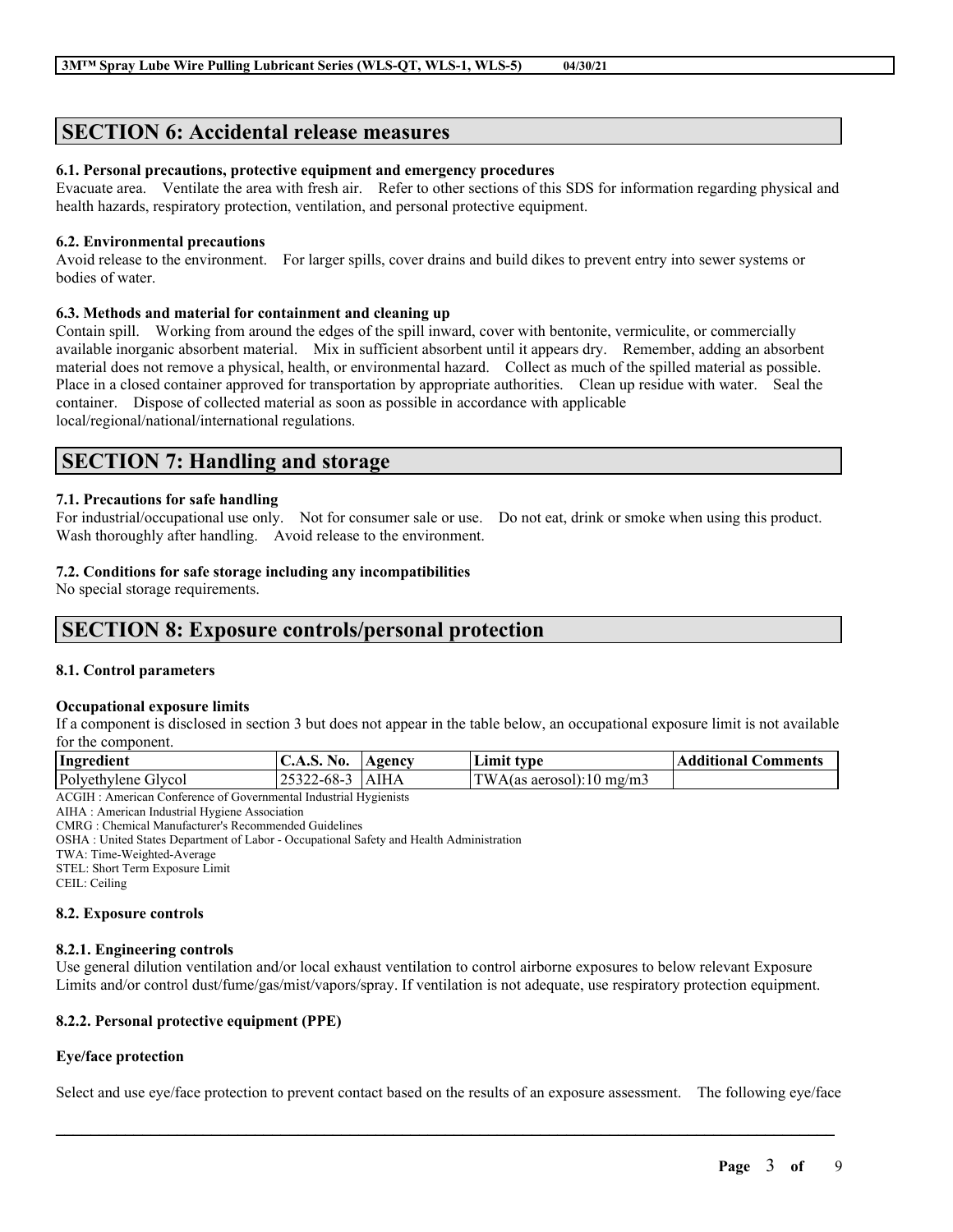## SECTION 6: Accidental release measures

### 6.1. Personal precautions, protective equipment and emergency procedures

Evacuate area. Ventilate the area with fresh air. Refer to other sections of this SDS for information regarding physical and health hazards, respiratory protection, ventilation, and personal protective equipment.

### 6.2. Environmental precautions

Avoid release to the environment. For larger spills, cover drains and build dikes to prevent entry into sewer systems or bodies of water.

### 6.3. Methods and material for containment and cleaning up

Contain spill. Working from around the edges of the spill inward, cover with bentonite, vermiculite, or commercially available inorganic absorbent material. Mix in sufficient absorbent until it appears dry. Remember, adding an absorbent material does not remove a physical, health, or environmental hazard. Collect as much of the spilled material as possible. Place in a closed container approved for transportation by appropriate authorities. Clean up residue with water. Seal the container. Dispose of collected material as soon as possible in accordance with applicable local/regional/national/international regulations.

## SECTION 7: Handling and storage

### 7.1. Precautions for safe handling

For industrial/occupational use only. Not for consumer sale or use. Do not eat, drink or smoke when using this product. Wash thoroughly after handling. Avoid release to the environment.

### 7.2. Conditions for safe storage including any incompatibilities

No special storage requirements.

## SECTION 8: Exposure controls/personal protection

### 8.1. Control parameters

**Occupational exposure limits**

If a component is disclosed in section 3 but does not appear in the table below, an occupational exposure limit is not available for the component.

| Ingredient | C.A.S. No. | Agency | Limit type | Additional Comments |
|---|---|---|---|---|
| Polyethylene Glycol | 25322-68-3 | AIHA | TWA(as aerosol):10 mg/m3 | |

ACGIH : American Conference of Governmental Industrial Hygienists
AIHA : American Industrial Hygiene Association
CMRG : Chemical Manufacturer's Recommended Guidelines
OSHA : United States Department of Labor - Occupational Safety and Health Administration
TWA: Time-Weighted-Average
STEL: Short Term Exposure Limit
CEIL: Ceiling

### 8.2. Exposure controls

#### 8.2.1. Engineering controls

Use general dilution ventilation and/or local exhaust ventilation to control airborne exposures to below relevant Exposure Limits and/or control dust/fume/gas/mist/vapors/spray. If ventilation is not adequate, use respiratory protection equipment.

#### 8.2.2. Personal protective equipment (PPE)

**Eye/face protection**

Select and use eye/face protection to prevent contact based on the results of an exposure assessment. The following eye/face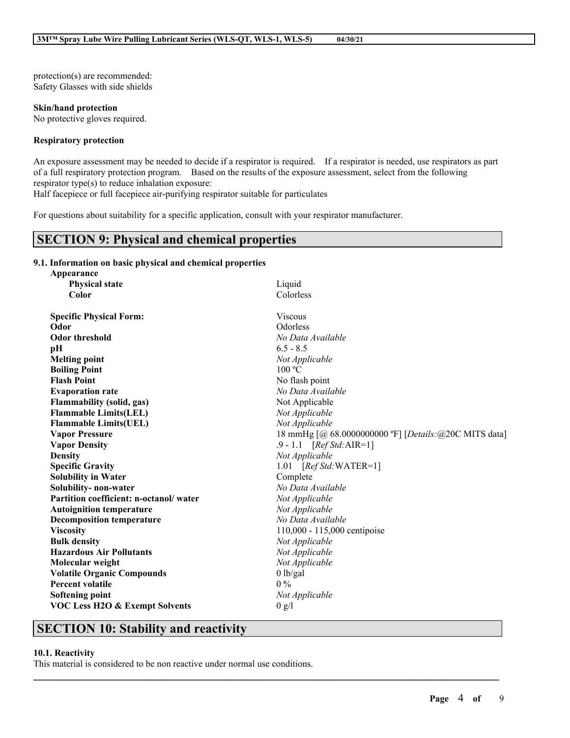protection(s) are recommended:
Safety Glasses with side shields

**Skin/hand protection**
No protective gloves required.

**Respiratory protection**

An exposure assessment may be needed to decide if a respirator is required. If a respirator is needed, use respirators as part of a full respiratory protection program. Based on the results of the exposure assessment, select from the following respirator type(s) to reduce inhalation exposure:
Half facepiece or full facepiece air-purifying respirator suitable for particulates

For questions about suitability for a specific application, consult with your respirator manufacturer.

## SECTION 9: Physical and chemical properties

### 9.1. Information on basic physical and chemical properties

| Property | Value |
|---|---|
| **Appearance** | |
| **Physical state** | Liquid |
| **Color** | Colorless |
| **Specific Physical Form:** | Viscous |
| **Odor** | Odorless |
| **Odor threshold** | *No Data Available* |
| **pH** | 6.5 - 8.5 |
| **Melting point** | *Not Applicable* |
| **Boiling Point** | 100 ºC |
| **Flash Point** | No flash point |
| **Evaporation rate** | *No Data Available* |
| **Flammability (solid, gas)** | Not Applicable |
| **Flammable Limits(LEL)** | *Not Applicable* |
| **Flammable Limits(UEL)** | *Not Applicable* |
| **Vapor Pressure** | 18 mmHg [@ 68.0000000000 ºF] [*Details:*@20C MITS data] |
| **Vapor Density** | .9 - 1.1 [*Ref Std:*AIR=1] |
| **Density** | *Not Applicable* |
| **Specific Gravity** | 1.01 [*Ref Std:*WATER=1] |
| **Solubility in Water** | Complete |
| **Solubility- non-water** | *No Data Available* |
| **Partition coefficient: n-octanol/ water** | *Not Applicable* |
| **Autoignition temperature** | *Not Applicable* |
| **Decomposition temperature** | *No Data Available* |
| **Viscosity** | 110,000 - 115,000 centipoise |
| **Bulk density** | *Not Applicable* |
| **Hazardous Air Pollutants** | *Not Applicable* |
| **Molecular weight** | *Not Applicable* |
| **Volatile Organic Compounds** | 0 lb/gal |
| **Percent volatile** | 0 % |
| **Softening point** | *Not Applicable* |
| **VOC Less H2O & Exempt Solvents** | 0 g/l |

## SECTION 10: Stability and reactivity

### 10.1. Reactivity

This material is considered to be non reactive under normal use conditions.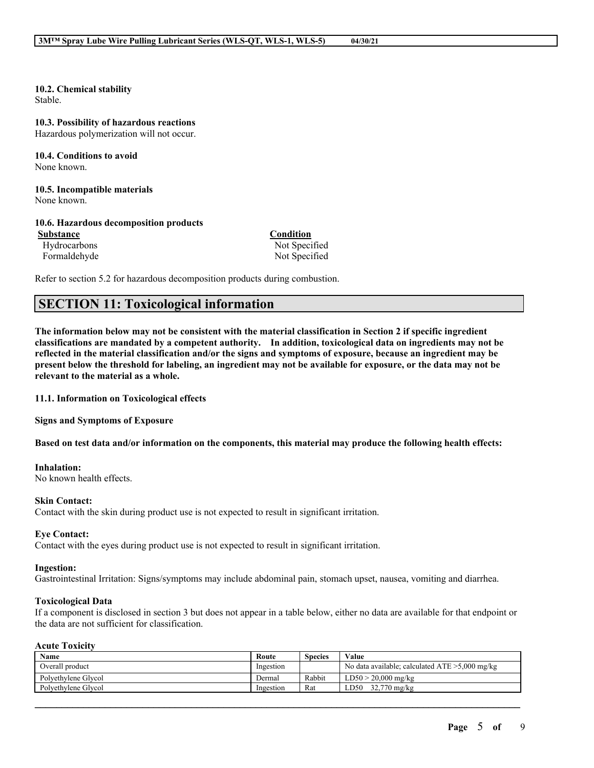**10.2. Chemical stability**
Stable.

**10.3. Possibility of hazardous reactions**
Hazardous polymerization will not occur.

**10.4. Conditions to avoid**
None known.

**10.5. Incompatible materials**
None known.

**10.6. Hazardous decomposition products**

| Substance | Condition |
| --- | --- |
| Hydrocarbons | Not Specified |
| Formaldehyde | Not Specified |

Refer to section 5.2 for hazardous decomposition products during combustion.

## SECTION 11: Toxicological information

**The information below may not be consistent with the material classification in Section 2 if specific ingredient classifications are mandated by a competent authority. In addition, toxicological data on ingredients may not be reflected in the material classification and/or the signs and symptoms of exposure, because an ingredient may be present below the threshold for labeling, an ingredient may not be available for exposure, or the data may not be relevant to the material as a whole.**

**11.1. Information on Toxicological effects**

**Signs and Symptoms of Exposure**

**Based on test data and/or information on the components, this material may produce the following health effects:**

**Inhalation:**
No known health effects.

**Skin Contact:**
Contact with the skin during product use is not expected to result in significant irritation.

**Eye Contact:**
Contact with the eyes during product use is not expected to result in significant irritation.

**Ingestion:**
Gastrointestinal Irritation: Signs/symptoms may include abdominal pain, stomach upset, nausea, vomiting and diarrhea.

**Toxicological Data**
If a component is disclosed in section 3 but does not appear in a table below, either no data are available for that endpoint or the data are not sufficient for classification.

**Acute Toxicity**

| Name | Route | Species | Value |
| --- | --- | --- | --- |
| Overall product | Ingestion | | No data available; calculated ATE >5,000 mg/kg |
| Polyethylene Glycol | Dermal | Rabbit | LD50 > 20,000 mg/kg |
| Polyethylene Glycol | Ingestion | Rat | LD50 32,770 mg/kg |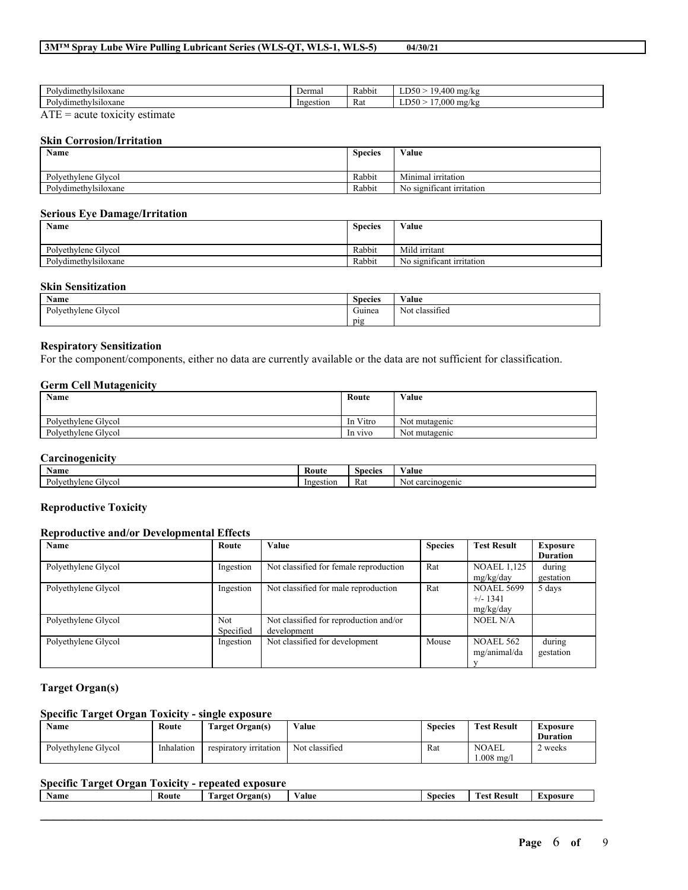| Polydimethylsiloxane | Dermal | Rabbit | LD50 > 19,400 mg/kg |
|---|---|---|---|
| Polydimethylsiloxane | Ingestion | Rat | LD50 > 17,000 mg/kg |

ATE = acute toxicity estimate

### Skin Corrosion/Irritation

| Name | Species | Value |
|---|---|---|
| Polyethylene Glycol | Rabbit | Minimal irritation |
| Polydimethylsiloxane | Rabbit | No significant irritation |

### Serious Eye Damage/Irritation

| Name | Species | Value |
|---|---|---|
| Polyethylene Glycol | Rabbit | Mild irritant |
| Polydimethylsiloxane | Rabbit | No significant irritation |

### Skin Sensitization

| Name | Species | Value |
|---|---|---|
| Polyethylene Glycol | Guinea pig | Not classified |

### Respiratory Sensitization

For the component/components, either no data are currently available or the data are not sufficient for classification.

### Germ Cell Mutagenicity

| Name | Route | Value |
|---|---|---|
| Polyethylene Glycol | In Vitro | Not mutagenic |
| Polyethylene Glycol | In vivo | Not mutagenic |

### Carcinogenicity

| Name | Route | Species | Value |
|---|---|---|---|
| Polyethylene Glycol | Ingestion | Rat | Not carcinogenic |

### Reproductive Toxicity

### Reproductive and/or Developmental Effects

| Name | Route | Value | Species | Test Result | Exposure Duration |
|---|---|---|---|---|---|
| Polyethylene Glycol | Ingestion | Not classified for female reproduction | Rat | NOAEL 1,125 mg/kg/day | during gestation |
| Polyethylene Glycol | Ingestion | Not classified for male reproduction | Rat | NOAEL 5699 +/- 1341 mg/kg/day | 5 days |
| Polyethylene Glycol | Not Specified | Not classified for reproduction and/or development | | NOEL N/A | |
| Polyethylene Glycol | Ingestion | Not classified for development | Mouse | NOAEL 562 mg/animal/day | during gestation |

### Target Organ(s)

### Specific Target Organ Toxicity - single exposure

| Name | Route | Target Organ(s) | Value | Species | Test Result | Exposure Duration |
|---|---|---|---|---|---|---|
| Polyethylene Glycol | Inhalation | respiratory irritation | Not classified | Rat | NOAEL 1.008 mg/l | 2 weeks |

### Specific Target Organ Toxicity - repeated exposure

| Name | Route | Target Organ(s) | Value | Species | Test Result | Exposure |
|---|---|---|---|---|---|---|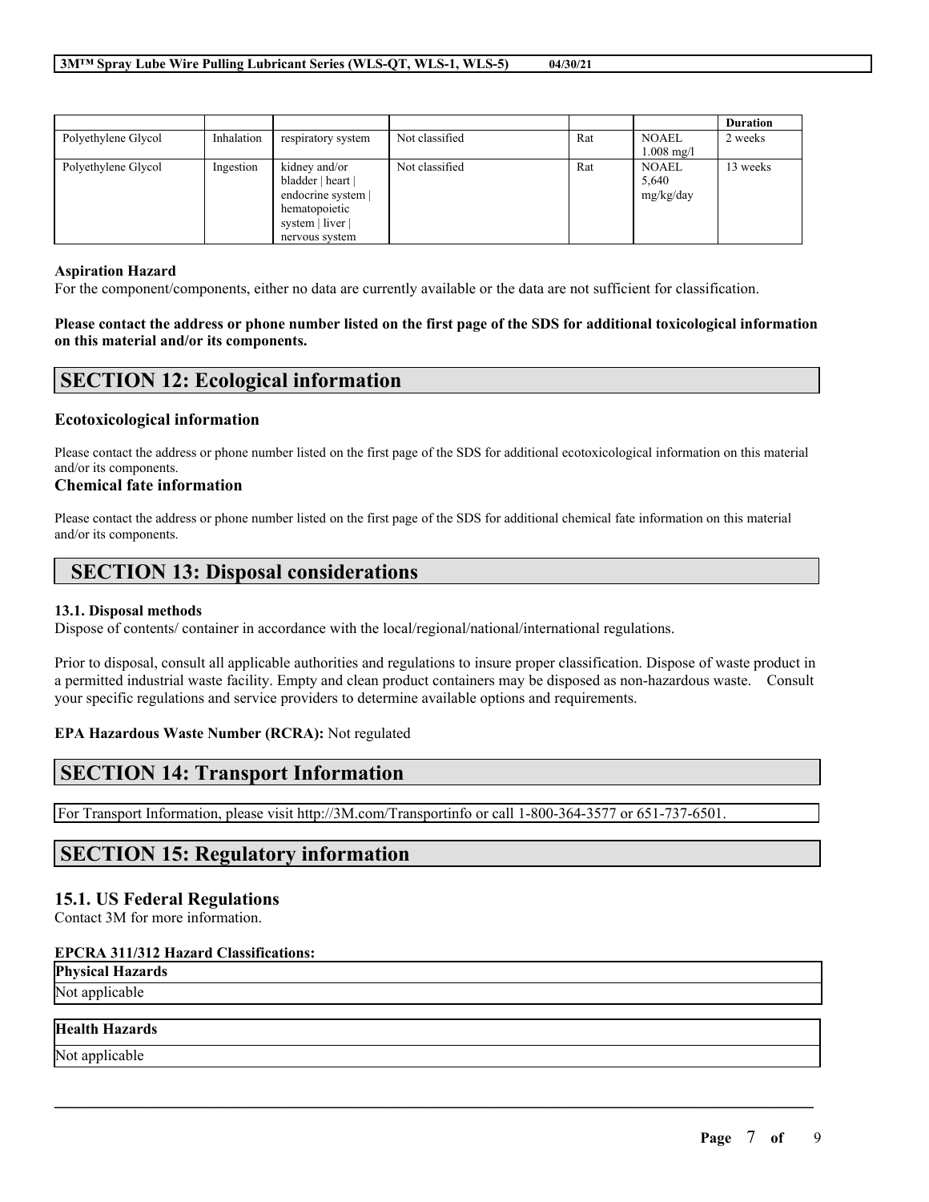| | | | | | | Duration |
|---|---|---|---|---|---|---|
| Polyethylene Glycol | Inhalation | respiratory system | Not classified | Rat | NOAEL 1.008 mg/l | 2 weeks |
| Polyethylene Glycol | Ingestion | kidney and/or bladder \| heart \| endocrine system \| hematopoietic system \| liver \| nervous system | Not classified | Rat | NOAEL 5,640 mg/kg/day | 13 weeks |

**Aspiration Hazard**

For the component/components, either no data are currently available or the data are not sufficient for classification.

**Please contact the address or phone number listed on the first page of the SDS for additional toxicological information on this material and/or its components.**

## SECTION 12: Ecological information

### Ecotoxicological information

Please contact the address or phone number listed on the first page of the SDS for additional ecotoxicological information on this material and/or its components.

### Chemical fate information

Please contact the address or phone number listed on the first page of the SDS for additional chemical fate information on this material and/or its components.

## SECTION 13: Disposal considerations

**13.1. Disposal methods**

Dispose of contents/ container in accordance with the local/regional/national/international regulations.

Prior to disposal, consult all applicable authorities and regulations to insure proper classification. Dispose of waste product in a permitted industrial waste facility. Empty and clean product containers may be disposed as non-hazardous waste. Consult your specific regulations and service providers to determine available options and requirements.

**EPA Hazardous Waste Number (RCRA):** Not regulated

## SECTION 14: Transport Information

For Transport Information, please visit http://3M.com/Transportinfo or call 1-800-364-3577 or 651-737-6501.

## SECTION 15: Regulatory information

### 15.1. US Federal Regulations

Contact 3M for more information.

**EPCRA 311/312 Hazard Classifications:**

| Physical Hazards |
|---|
| Not applicable |

| Health Hazards |
|---|
| Not applicable |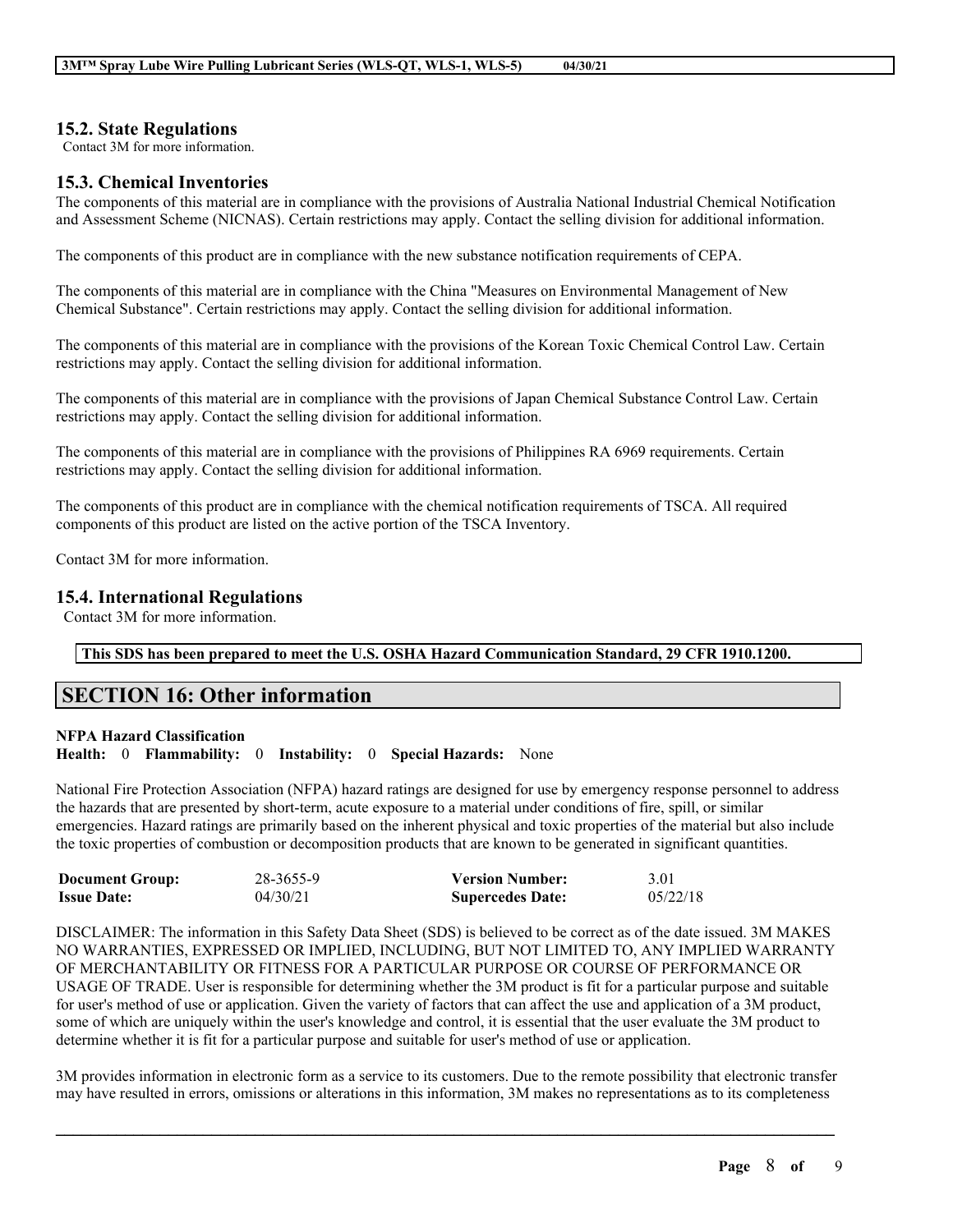## 15.2. State Regulations

Contact 3M for more information.

## 15.3. Chemical Inventories

The components of this material are in compliance with the provisions of Australia National Industrial Chemical Notification and Assessment Scheme (NICNAS). Certain restrictions may apply. Contact the selling division for additional information.

The components of this product are in compliance with the new substance notification requirements of CEPA.

The components of this material are in compliance with the China "Measures on Environmental Management of New Chemical Substance". Certain restrictions may apply. Contact the selling division for additional information.

The components of this material are in compliance with the provisions of the Korean Toxic Chemical Control Law. Certain restrictions may apply. Contact the selling division for additional information.

The components of this material are in compliance with the provisions of Japan Chemical Substance Control Law. Certain restrictions may apply. Contact the selling division for additional information.

The components of this material are in compliance with the provisions of Philippines RA 6969 requirements. Certain restrictions may apply. Contact the selling division for additional information.

The components of this product are in compliance with the chemical notification requirements of TSCA. All required components of this product are listed on the active portion of the TSCA Inventory.

Contact 3M for more information.

## 15.4. International Regulations

Contact 3M for more information.

**This SDS has been prepared to meet the U.S. OSHA Hazard Communication Standard, 29 CFR 1910.1200.**

# SECTION 16: Other information

**NFPA Hazard Classification**

**Health:** 0 **Flammability:** 0 **Instability:** 0 **Special Hazards:** None

National Fire Protection Association (NFPA) hazard ratings are designed for use by emergency response personnel to address the hazards that are presented by short-term, acute exposure to a material under conditions of fire, spill, or similar emergencies. Hazard ratings are primarily based on the inherent physical and toxic properties of the material but also include the toxic properties of combustion or decomposition products that are known to be generated in significant quantities.

| | | | |
|---|---|---|---|
| **Document Group:** | 28-3655-9 | **Version Number:** | 3.01 |
| **Issue Date:** | 04/30/21 | **Supercedes Date:** | 05/22/18 |

DISCLAIMER: The information in this Safety Data Sheet (SDS) is believed to be correct as of the date issued. 3M MAKES NO WARRANTIES, EXPRESSED OR IMPLIED, INCLUDING, BUT NOT LIMITED TO, ANY IMPLIED WARRANTY OF MERCHANTABILITY OR FITNESS FOR A PARTICULAR PURPOSE OR COURSE OF PERFORMANCE OR USAGE OF TRADE. User is responsible for determining whether the 3M product is fit for a particular purpose and suitable for user's method of use or application. Given the variety of factors that can affect the use and application of a 3M product, some of which are uniquely within the user's knowledge and control, it is essential that the user evaluate the 3M product to determine whether it is fit for a particular purpose and suitable for user's method of use or application.

3M provides information in electronic form as a service to its customers. Due to the remote possibility that electronic transfer may have resulted in errors, omissions or alterations in this information, 3M makes no representations as to its completeness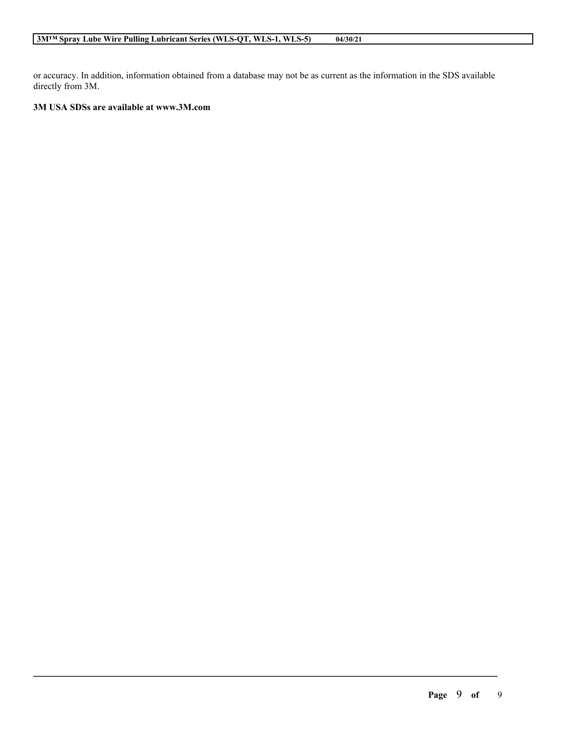or accuracy. In addition, information obtained from a database may not be as current as the information in the SDS available directly from 3M.

**3M USA SDSs are available at www.3M.com**